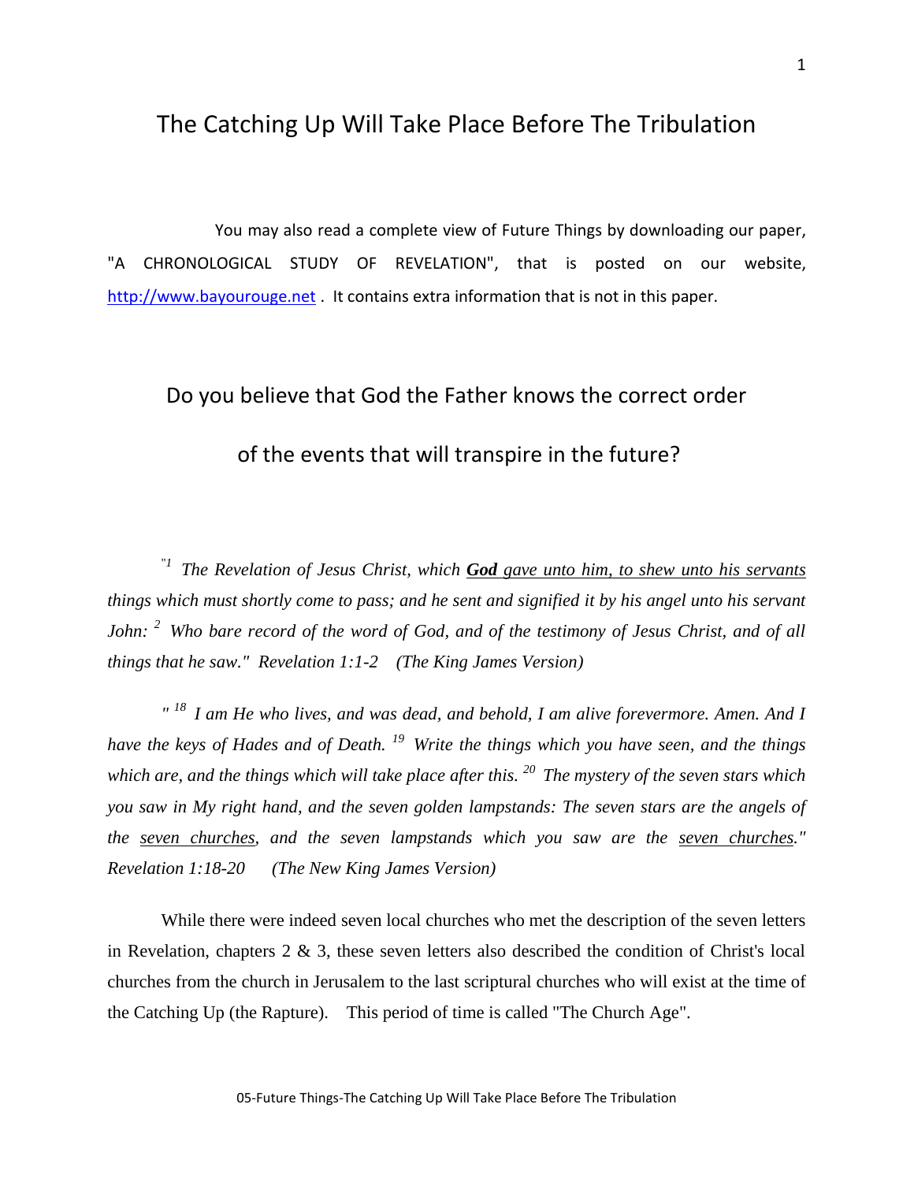# The Catching Up Will Take Place Before The Tribulation

You may also read a complete view of Future Things by downloading our paper, "A CHRONOLOGICAL STUDY OF REVELATION", that is posted on our website, [http://www.bayourouge.net](http://www.bayourouge.net) . It contains extra information that is not in this paper.

## Do you believe that God the Father knows the correct order of the events that will transpire in the future?

*"[1] The Revelation of Jesus Christ, which **God** gave unto him, to shew unto his servants things which must shortly come to pass; and he sent and signified it by his angel unto his servant John: [2] Who bare record of the word of God, and of the testimony of Jesus Christ, and of all things that he saw." Revelation 1:1-2 (The King James Version)*

*" [18] I am He who lives, and was dead, and behold, I am alive forevermore. Amen. And I have the keys of Hades and of Death. [19] Write the things which you have seen, and the things which are, and the things which will take place after this. [20] The mystery of the seven stars which you saw in My right hand, and the seven golden lampstands: The seven stars are the angels of the seven churches, and the seven lampstands which you saw are the seven churches." Revelation 1:18-20 (The New King James Version)*

While there were indeed seven local churches who met the description of the seven letters in Revelation, chapters 2 & 3, these seven letters also described the condition of Christ's local churches from the church in Jerusalem to the last scriptural churches who will exist at the time of the Catching Up (the Rapture). This period of time is called "The Church Age".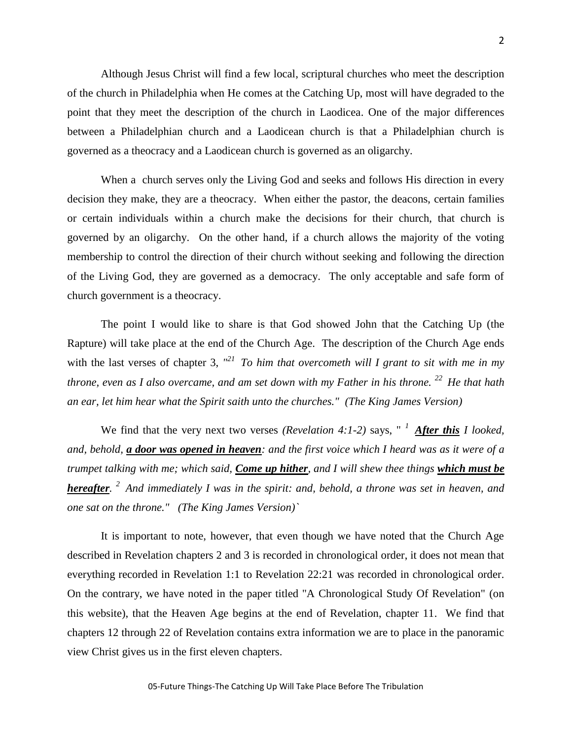Although Jesus Christ will find a few local, scriptural churches who meet the description of the church in Philadelphia when He comes at the Catching Up, most will have degraded to the point that they meet the description of the church in Laodicea. One of the major differences between a Philadelphian church and a Laodicean church is that a Philadelphian church is governed as a theocracy and a Laodicean church is governed as an oligarchy.

When a church serves only the Living God and seeks and follows His direction in every decision they make, they are a theocracy. When either the pastor, the deacons, certain families or certain individuals within a church make the decisions for their church, that church is governed by an oligarchy. On the other hand, if a church allows the majority of the voting membership to control the direction of their church without seeking and following the direction of the Living God, they are governed as a democracy. The only acceptable and safe form of church government is a theocracy.

The point I would like to share is that God showed John that the Catching Up (the Rapture) will take place at the end of the Church Age. The description of the Church Age ends with the last verses of chapter 3, *"[21] To him that overcometh will I grant to sit with me in my throne, even as I also overcame, and am set down with my Father in his throne. [22] He that hath an ear, let him hear what the Spirit saith unto the churches." (The King James Version)*

We find that the very next two verses *(Revelation 4:1-2)* says, " *[1] **After this** I looked, and, behold, **a door was opened in heaven**: and the first voice which I heard was as it were of a trumpet talking with me; which said, **Come up hither**, and I will shew thee things **which must be hereafter**. [2] And immediately I was in the spirit: and, behold, a throne was set in heaven, and one sat on the throne." (The King James Version)*`

It is important to note, however, that even though we have noted that the Church Age described in Revelation chapters 2 and 3 is recorded in chronological order, it does not mean that everything recorded in Revelation 1:1 to Revelation 22:21 was recorded in chronological order. On the contrary, we have noted in the paper titled "A Chronological Study Of Revelation" (on this website), that the Heaven Age begins at the end of Revelation, chapter 11. We find that chapters 12 through 22 of Revelation contains extra information we are to place in the panoramic view Christ gives us in the first eleven chapters.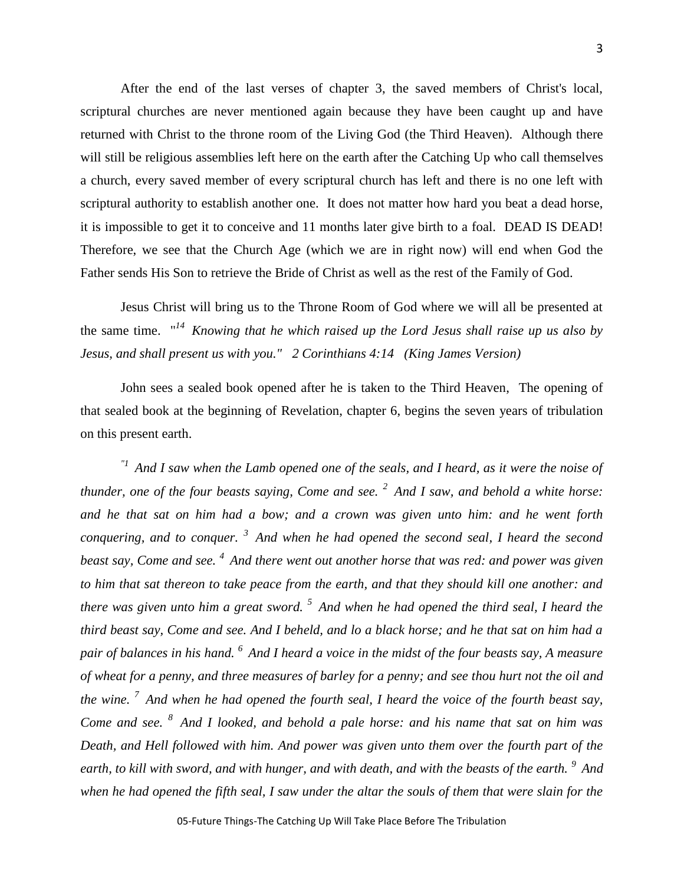After the end of the last verses of chapter 3, the saved members of Christ's local, scriptural churches are never mentioned again because they have been caught up and have returned with Christ to the throne room of the Living God (the Third Heaven). Although there will still be religious assemblies left here on the earth after the Catching Up who call themselves a church, every saved member of every scriptural church has left and there is no one left with scriptural authority to establish another one. It does not matter how hard you beat a dead horse, it is impossible to get it to conceive and 11 months later give birth to a foal. DEAD IS DEAD! Therefore, we see that the Church Age (which we are in right now) will end when God the Father sends His Son to retrieve the Bride of Christ as well as the rest of the Family of God.

Jesus Christ will bring us to the Throne Room of God where we will all be presented at the same time. "[14] *Knowing that he which raised up the Lord Jesus shall raise up us also by Jesus, and shall present us with you." 2 Corinthians 4:14 (King James Version)*

John sees a sealed book opened after he is taken to the Third Heaven, The opening of that sealed book at the beginning of Revelation, chapter 6, begins the seven years of tribulation on this present earth.

*"[1] And I saw when the Lamb opened one of the seals, and I heard, as it were the noise of thunder, one of the four beasts saying, Come and see. [2] And I saw, and behold a white horse: and he that sat on him had a bow; and a crown was given unto him: and he went forth conquering, and to conquer. [3] And when he had opened the second seal, I heard the second beast say, Come and see. [4] And there went out another horse that was red: and power was given to him that sat thereon to take peace from the earth, and that they should kill one another: and there was given unto him a great sword. [5] And when he had opened the third seal, I heard the third beast say, Come and see. And I beheld, and lo a black horse; and he that sat on him had a pair of balances in his hand. [6] And I heard a voice in the midst of the four beasts say, A measure of wheat for a penny, and three measures of barley for a penny; and see thou hurt not the oil and the wine. [7] And when he had opened the fourth seal, I heard the voice of the fourth beast say, Come and see. [8] And I looked, and behold a pale horse: and his name that sat on him was Death, and Hell followed with him. And power was given unto them over the fourth part of the earth, to kill with sword, and with hunger, and with death, and with the beasts of the earth. [9] And when he had opened the fifth seal, I saw under the altar the souls of them that were slain for the*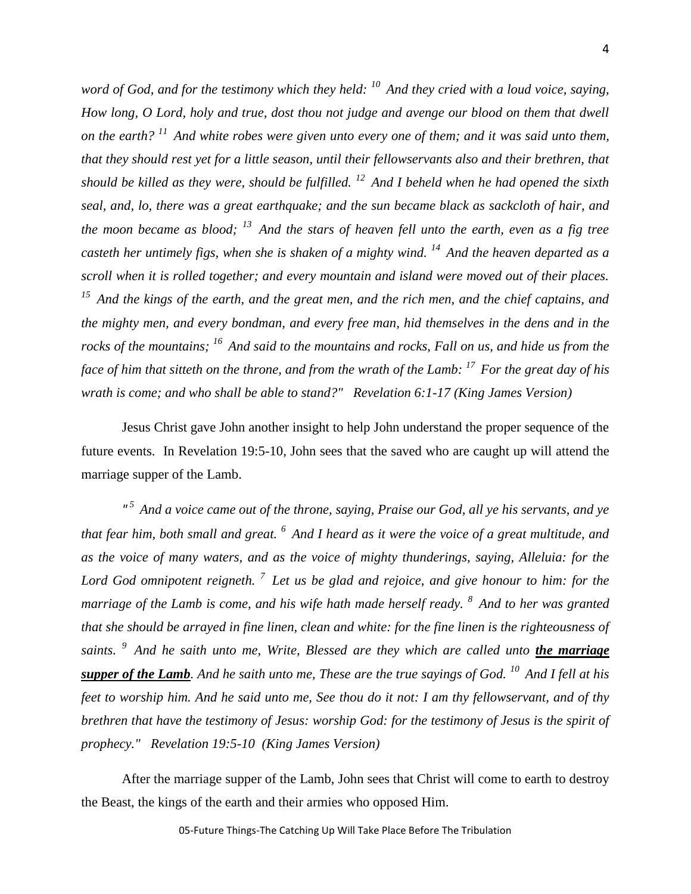*word of God, and for the testimony which they held: [10] And they cried with a loud voice, saying, How long, O Lord, holy and true, dost thou not judge and avenge our blood on them that dwell on the earth? [11] And white robes were given unto every one of them; and it was said unto them, that they should rest yet for a little season, until their fellowservants also and their brethren, that should be killed as they were, should be fulfilled. [12] And I beheld when he had opened the sixth seal, and, lo, there was a great earthquake; and the sun became black as sackcloth of hair, and the moon became as blood; [13] And the stars of heaven fell unto the earth, even as a fig tree casteth her untimely figs, when she is shaken of a mighty wind. [14] And the heaven departed as a scroll when it is rolled together; and every mountain and island were moved out of their places. [15] And the kings of the earth, and the great men, and the rich men, and the chief captains, and the mighty men, and every bondman, and every free man, hid themselves in the dens and in the rocks of the mountains; [16] And said to the mountains and rocks, Fall on us, and hide us from the face of him that sitteth on the throne, and from the wrath of the Lamb: [17] For the great day of his wrath is come; and who shall be able to stand?" Revelation 6:1-17 (King James Version)*

Jesus Christ gave John another insight to help John understand the proper sequence of the future events. In Revelation 19:5-10, John sees that the saved who are caught up will attend the marriage supper of the Lamb.

*"[5] And a voice came out of the throne, saying, Praise our God, all ye his servants, and ye that fear him, both small and great. [6] And I heard as it were the voice of a great multitude, and as the voice of many waters, and as the voice of mighty thunderings, saying, Alleluia: for the Lord God omnipotent reigneth. [7] Let us be glad and rejoice, and give honour to him: for the marriage of the Lamb is come, and his wife hath made herself ready. [8] And to her was granted that she should be arrayed in fine linen, clean and white: for the fine linen is the righteousness of saints. [9] And he saith unto me, Write, Blessed are they which are called unto* ***<u>the marriage supper of the Lamb</u>****. And he saith unto me, These are the true sayings of God. [10] And I fell at his feet to worship him. And he said unto me, See thou do it not: I am thy fellowservant, and of thy brethren that have the testimony of Jesus: worship God: for the testimony of Jesus is the spirit of prophecy." Revelation 19:5-10 (King James Version)*

After the marriage supper of the Lamb, John sees that Christ will come to earth to destroy the Beast, the kings of the earth and their armies who opposed Him.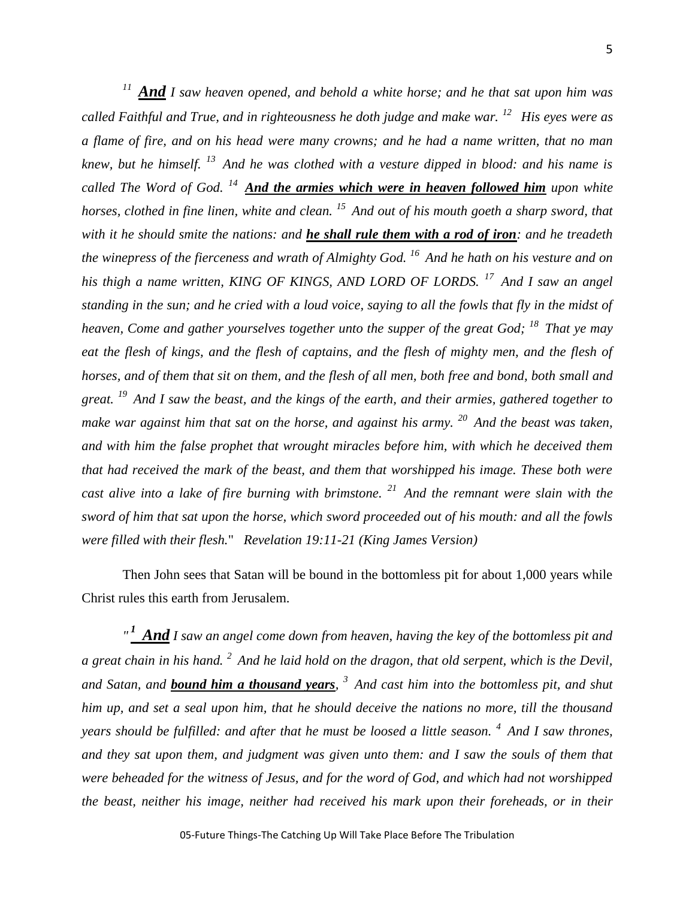*[11] **And** I saw heaven opened, and behold a white horse; and he that sat upon him was called Faithful and True, and in righteousness he doth judge and make war. [12] His eyes were as a flame of fire, and on his head were many crowns; and he had a name written, that no man knew, but he himself. [13] And he was clothed with a vesture dipped in blood: and his name is called The Word of God. [14] **And the armies which were in heaven followed him** upon white horses, clothed in fine linen, white and clean. [15] And out of his mouth goeth a sharp sword, that with it he should smite the nations: and **he shall rule them with a rod of iron**: and he treadeth the winepress of the fierceness and wrath of Almighty God. [16] And he hath on his vesture and on his thigh a name written, KING OF KINGS, AND LORD OF LORDS. [17] And I saw an angel standing in the sun; and he cried with a loud voice, saying to all the fowls that fly in the midst of heaven, Come and gather yourselves together unto the supper of the great God; [18] That ye may eat the flesh of kings, and the flesh of captains, and the flesh of mighty men, and the flesh of horses, and of them that sit on them, and the flesh of all men, both free and bond, both small and great. [19] And I saw the beast, and the kings of the earth, and their armies, gathered together to make war against him that sat on the horse, and against his army. [20] And the beast was taken, and with him the false prophet that wrought miracles before him, with which he deceived them that had received the mark of the beast, and them that worshipped his image. These both were cast alive into a lake of fire burning with brimstone. [21] And the remnant were slain with the sword of him that sat upon the horse, which sword proceeded out of his mouth: and all the fowls were filled with their flesh." Revelation 19:11-21 (King James Version)*

Then John sees that Satan will be bound in the bottomless pit for about 1,000 years while Christ rules this earth from Jerusalem.

*"[1] **And** I saw an angel come down from heaven, having the key of the bottomless pit and a great chain in his hand. [2] And he laid hold on the dragon, that old serpent, which is the Devil, and Satan, and **bound him a thousand years**, [3] And cast him into the bottomless pit, and shut him up, and set a seal upon him, that he should deceive the nations no more, till the thousand years should be fulfilled: and after that he must be loosed a little season. [4] And I saw thrones, and they sat upon them, and judgment was given unto them: and I saw the souls of them that were beheaded for the witness of Jesus, and for the word of God, and which had not worshipped the beast, neither his image, neither had received his mark upon their foreheads, or in their*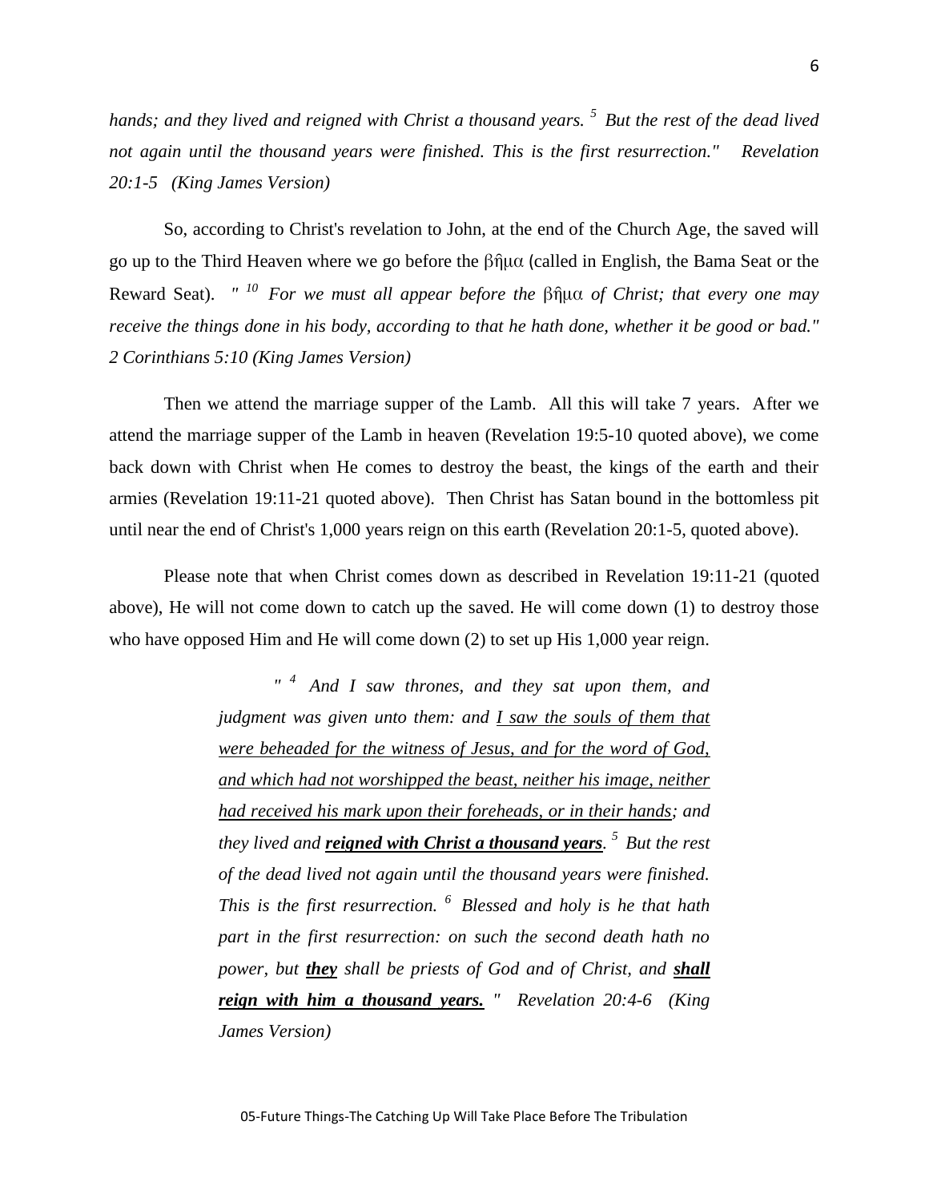*hands; and they lived and reigned with Christ a thousand years. [5] But the rest of the dead lived not again until the thousand years were finished. This is the first resurrection." Revelation 20:1-5 (King James Version)*

So, according to Christ's revelation to John, at the end of the Church Age, the saved will go up to the Third Heaven where we go before the βῆμα (called in English, the Bama Seat or the Reward Seat). *" [10] For we must all appear before the* βῆμα *of Christ; that every one may receive the things done in his body, according to that he hath done, whether it be good or bad." 2 Corinthians 5:10 (King James Version)*

Then we attend the marriage supper of the Lamb. All this will take 7 years. After we attend the marriage supper of the Lamb in heaven (Revelation 19:5-10 quoted above), we come back down with Christ when He comes to destroy the beast, the kings of the earth and their armies (Revelation 19:11-21 quoted above). Then Christ has Satan bound in the bottomless pit until near the end of Christ's 1,000 years reign on this earth (Revelation 20:1-5, quoted above).

Please note that when Christ comes down as described in Revelation 19:11-21 (quoted above), He will not come down to catch up the saved. He will come down (1) to destroy those who have opposed Him and He will come down (2) to set up His 1,000 year reign.

> *" [4] And I saw thrones, and they sat upon them, and judgment was given unto them: and <u>I saw the souls of them that were beheaded for the witness of Jesus, and for the word of God, and which had not worshipped the beast, neither his image, neither had received his mark upon their foreheads, or in their hands</u>; and they lived and **<u>reigned with Christ a thousand years</u>**. [5] But the rest of the dead lived not again until the thousand years were finished. This is the first resurrection. [6] Blessed and holy is he that hath part in the first resurrection: on such the second death hath no power, but **<u>they</u>** shall be priests of God and of Christ, and **<u>shall reign with him a thousand years.</u>** " Revelation 20:4-6 (King James Version)*